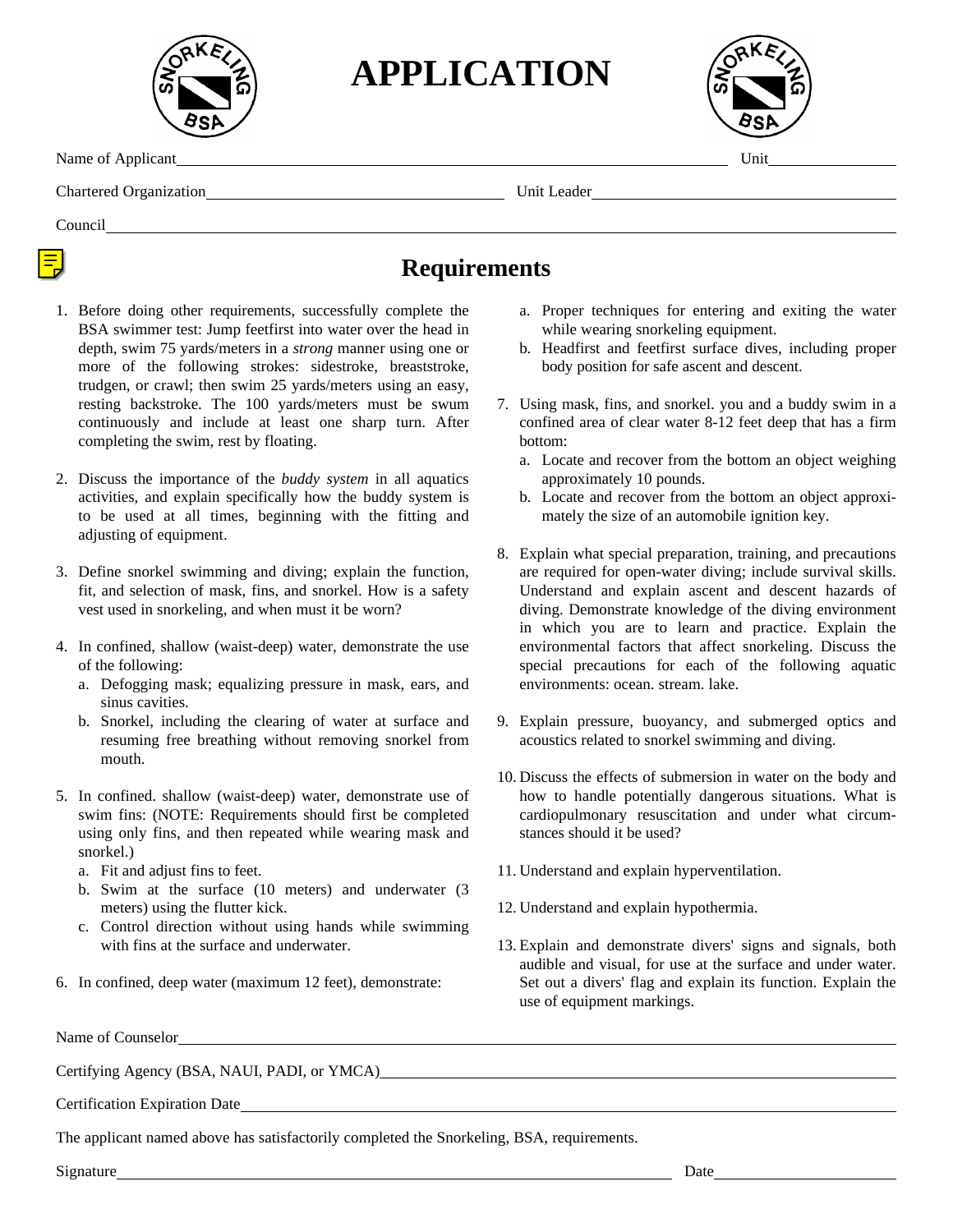# APPLICATION

Name of Applicant\_\_\_\_\_\_\_\_\_\_\_\_\_\_\_\_\_\_\_\_\_\_\_\_\_\_\_\_\_\_\_\_\_\_\_\_\_\_\_\_ Unit\_\_\_\_\_\_\_\_\_\_\_\_

Chartered Organization\_\_\_\_\_\_\_\_\_\_\_\_\_\_\_\_\_\_\_\_\_\_\_\_ Unit Leader\_\_\_\_\_\_\_\_\_\_\_\_\_\_\_\_\_\_\_\_\_\_\_\_

Council\_\_\_\_\_\_\_\_\_\_\_\_\_\_\_\_\_\_\_\_\_\_\_\_\_\_\_\_\_\_\_\_\_\_\_\_\_\_\_\_\_\_\_\_\_\_\_\_\_\_\_\_

## Requirements

1. Before doing other requirements, successfully complete the BSA swimmer test: Jump feetfirst into water over the head in depth, swim 75 yards/meters in a *strong* manner using one or more of the following strokes: sidestroke, breaststroke, trudgen, or crawl; then swim 25 yards/meters using an easy, resting backstroke. The 100 yards/meters must be swum continuously and include at least one sharp turn. After completing the swim, rest by floating.

2. Discuss the importance of the *buddy system* in all aquatics activities, and explain specifically how the buddy system is to be used at all times, beginning with the fitting and adjusting of equipment.

3. Define snorkel swimming and diving; explain the function, fit, and selection of mask, fins, and snorkel. How is a safety vest used in snorkeling, and when must it be worn?

4. In confined, shallow (waist-deep) water, demonstrate the use of the following:
   a. Defogging mask; equalizing pressure in mask, ears, and sinus cavities.
   b. Snorkel, including the clearing of water at surface and resuming free breathing without removing snorkel from mouth.

5. In confined. shallow (waist-deep) water, demonstrate use of swim fins: (NOTE: Requirements should first be completed using only fins, and then repeated while wearing mask and snorkel.)
   a. Fit and adjust fins to feet.
   b. Swim at the surface (10 meters) and underwater (3 meters) using the flutter kick.
   c. Control direction without using hands while swimming with fins at the surface and underwater.

6. In confined, deep water (maximum 12 feet), demonstrate:
   a. Proper techniques for entering and exiting the water while wearing snorkeling equipment.
   b. Headfirst and feetfirst surface dives, including proper body position for safe ascent and descent.

7. Using mask, fins, and snorkel. you and a buddy swim in a confined area of clear water 8-12 feet deep that has a firm bottom:
   a. Locate and recover from the bottom an object weighing approximately 10 pounds.
   b. Locate and recover from the bottom an object approximately the size of an automobile ignition key.

8. Explain what special preparation, training, and precautions are required for open-water diving; include survival skills. Understand and explain ascent and descent hazards of diving. Demonstrate knowledge of the diving environment in which you are to learn and practice. Explain the environmental factors that affect snorkeling. Discuss the special precautions for each of the following aquatic environments: ocean. stream. lake.

9. Explain pressure, buoyancy, and submerged optics and acoustics related to snorkel swimming and diving.

10. Discuss the effects of submersion in water on the body and how to handle potentially dangerous situations. What is cardiopulmonary resuscitation and under what circumstances should it be used?

11. Understand and explain hyperventilation.

12. Understand and explain hypothermia.

13. Explain and demonstrate divers' signs and signals, both audible and visual, for use at the surface and under water. Set out a divers' flag and explain its function. Explain the use of equipment markings.

Name of Counselor\_\_\_\_\_\_\_\_\_\_\_\_\_\_\_\_\_\_\_\_\_\_\_\_\_\_\_\_\_\_\_\_\_\_\_\_\_\_\_\_

Certifying Agency (BSA, NAUI, PADI, or YMCA)\_\_\_\_\_\_\_\_\_\_\_\_\_\_\_\_\_\_\_\_\_\_\_\_

Certification Expiration Date\_\_\_\_\_\_\_\_\_\_\_\_\_\_\_\_\_\_\_\_\_\_\_\_\_\_\_\_\_\_\_\_

The applicant named above has satisfactorily completed the Snorkeling, BSA, requirements.

Signature\_\_\_\_\_\_\_\_\_\_\_\_\_\_\_\_\_\_\_\_\_\_\_\_\_\_\_\_\_\_\_\_\_\_\_\_ Date\_\_\_\_\_\_\_\_\_\_\_\_\_\_\_\_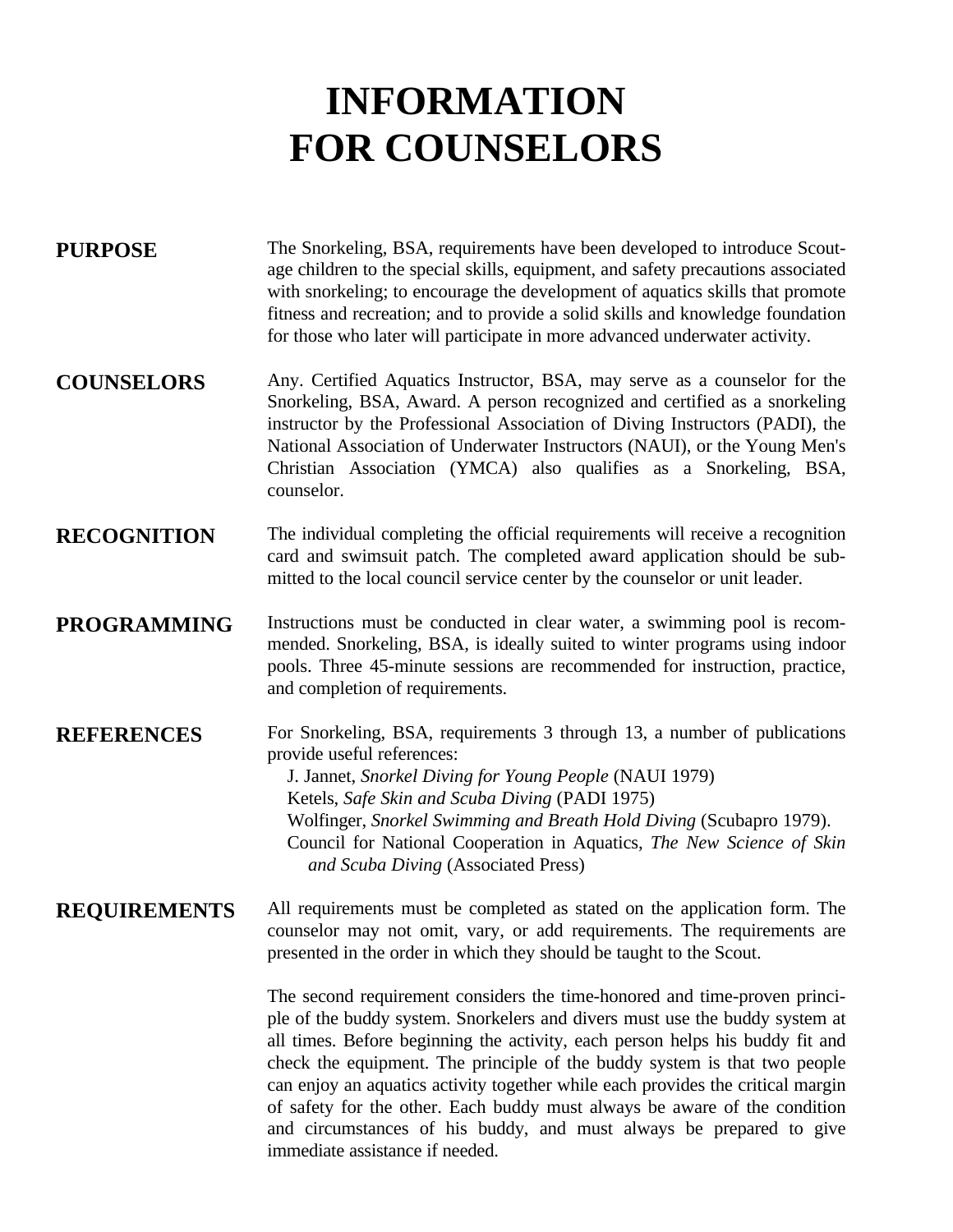# INFORMATION FOR COUNSELORS

**PURPOSE**

The Snorkeling, BSA, requirements have been developed to introduce Scout-age children to the special skills, equipment, and safety precautions associated with snorkeling; to encourage the development of aquatics skills that promote fitness and recreation; and to provide a solid skills and knowledge foundation for those who later will participate in more advanced underwater activity.

**COUNSELORS**

Any. Certified Aquatics Instructor, BSA, may serve as a counselor for the Snorkeling, BSA, Award. A person recognized and certified as a snorkeling instructor by the Professional Association of Diving Instructors (PADI), the National Association of Underwater Instructors (NAUI), or the Young Men's Christian Association (YMCA) also qualifies as a Snorkeling, BSA, counselor.

**RECOGNITION**

The individual completing the official requirements will receive a recognition card and swimsuit patch. The completed award application should be submitted to the local council service center by the counselor or unit leader.

**PROGRAMMING**

Instructions must be conducted in clear water, a swimming pool is recommended. Snorkeling, BSA, is ideally suited to winter programs using indoor pools. Three 45-minute sessions are recommended for instruction, practice, and completion of requirements.

**REFERENCES**

For Snorkeling, BSA, requirements 3 through 13, a number of publications provide useful references:

J. Jannet, *Snorkel Diving for Young People* (NAUI 1979)
Ketels, *Safe Skin and Scuba Diving* (PADI 1975)
Wolfinger, *Snorkel Swimming and Breath Hold Diving* (Scubapro 1979).
Council for National Cooperation in Aquatics, *The New Science of Skin and Scuba Diving* (Associated Press)

**REQUIREMENTS**

All requirements must be completed as stated on the application form. The counselor may not omit, vary, or add requirements. The requirements are presented in the order in which they should be taught to the Scout.

The second requirement considers the time-honored and time-proven principle of the buddy system. Snorkelers and divers must use the buddy system at all times. Before beginning the activity, each person helps his buddy fit and check the equipment. The principle of the buddy system is that two people can enjoy an aquatics activity together while each provides the critical margin of safety for the other. Each buddy must always be aware of the condition and circumstances of his buddy, and must always be prepared to give immediate assistance if needed.